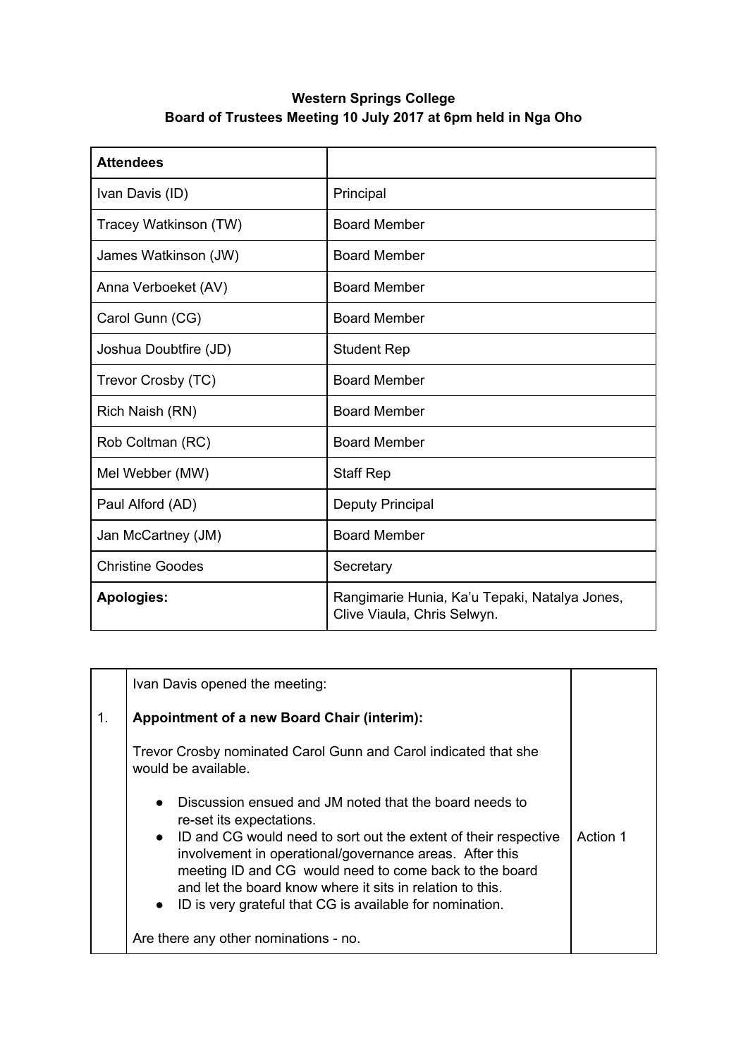**Western Springs College**
**Board of Trustees Meeting 10 July 2017 at 6pm held in Nga Oho**

| **Attendees** | |
|---|---|
| Ivan Davis (ID) | Principal |
| Tracey Watkinson (TW) | Board Member |
| James Watkinson (JW) | Board Member |
| Anna Verboeket (AV) | Board Member |
| Carol Gunn (CG) | Board Member |
| Joshua Doubtfire (JD) | Student Rep |
| Trevor Crosby (TC) | Board Member |
| Rich Naish (RN) | Board Member |
| Rob Coltman (RC) | Board Member |
| Mel Webber (MW) | Staff Rep |
| Paul Alford (AD) | Deputy Principal |
| Jan McCartney (JM) | Board Member |
| Christine Goodes | Secretary |
| **Apologies:** | Rangimarie Hunia, Ka'u Tepaki, Natalya Jones, Clive Viaula, Chris Selwyn. |

| | | |
|---|---|---|
| 1. | Ivan Davis opened the meeting:<br><br>**Appointment of a new Board Chair (interim):**<br><br>Trevor Crosby nominated Carol Gunn and Carol indicated that she would be available.<br><br>• Discussion ensued and JM noted that the board needs to re-set its expectations.<br>• ID and CG would need to sort out the extent of their respective involvement in operational/governance areas. After this meeting ID and CG would need to come back to the board and let the board know where it sits in relation to this.<br>• ID is very grateful that CG is available for nomination.<br><br>Are there any other nominations - no. | Action 1 |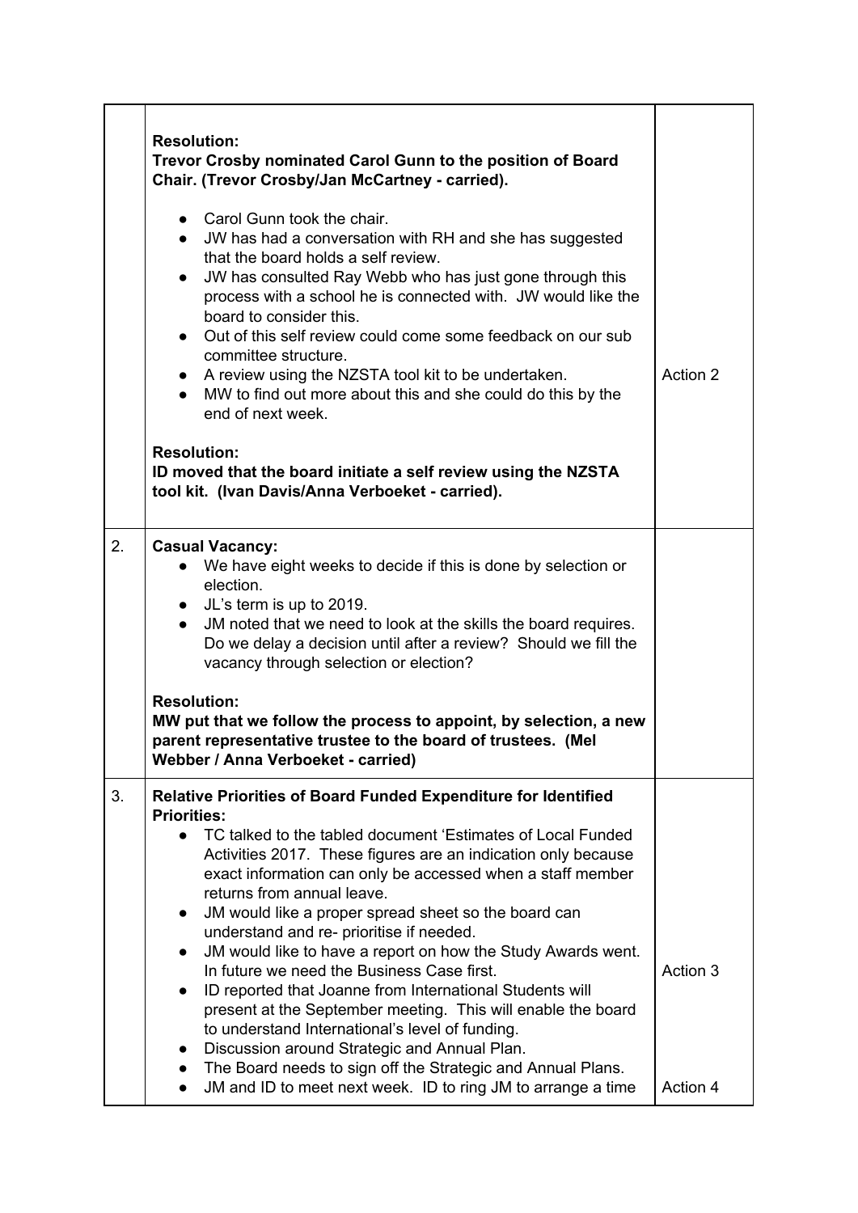| | | |
|---|---|---|
| | **Resolution:**<br>**Trevor Crosby nominated Carol Gunn to the position of Board Chair. (Trevor Crosby/Jan McCartney - carried).**<br><br>● Carol Gunn took the chair.<br>● JW has had a conversation with RH and she has suggested that the board holds a self review.<br>● JW has consulted Ray Webb who has just gone through this process with a school he is connected with. JW would like the board to consider this.<br>● Out of this self review could come some feedback on our sub committee structure.<br>● A review using the NZSTA tool kit to be undertaken.<br>● MW to find out more about this and she could do this by the end of next week.<br><br>**Resolution:**<br>**ID moved that the board initiate a self review using the NZSTA tool kit. (Ivan Davis/Anna Verboeket - carried).** | Action 2 |
| 2. | **Casual Vacancy:**<br>● We have eight weeks to decide if this is done by selection or election.<br>● JL's term is up to 2019.<br>● JM noted that we need to look at the skills the board requires. Do we delay a decision until after a review? Should we fill the vacancy through selection or election?<br><br>**Resolution:**<br>**MW put that we follow the process to appoint, by selection, a new parent representative trustee to the board of trustees. (Mel Webber / Anna Verboeket - carried)** | |
| 3. | **Relative Priorities of Board Funded Expenditure for Identified Priorities:**<br>● TC talked to the tabled document 'Estimates of Local Funded Activities 2017. These figures are an indication only because exact information can only be accessed when a staff member returns from annual leave.<br>● JM would like a proper spread sheet so the board can understand and re- prioritise if needed.<br>● JM would like to have a report on how the Study Awards went. In future we need the Business Case first.<br>● ID reported that Joanne from International Students will present at the September meeting. This will enable the board to understand International's level of funding.<br>● Discussion around Strategic and Annual Plan.<br>● The Board needs to sign off the Strategic and Annual Plans.<br>● JM and ID to meet next week. ID to ring JM to arrange a time | Action 3<br><br>Action 4 |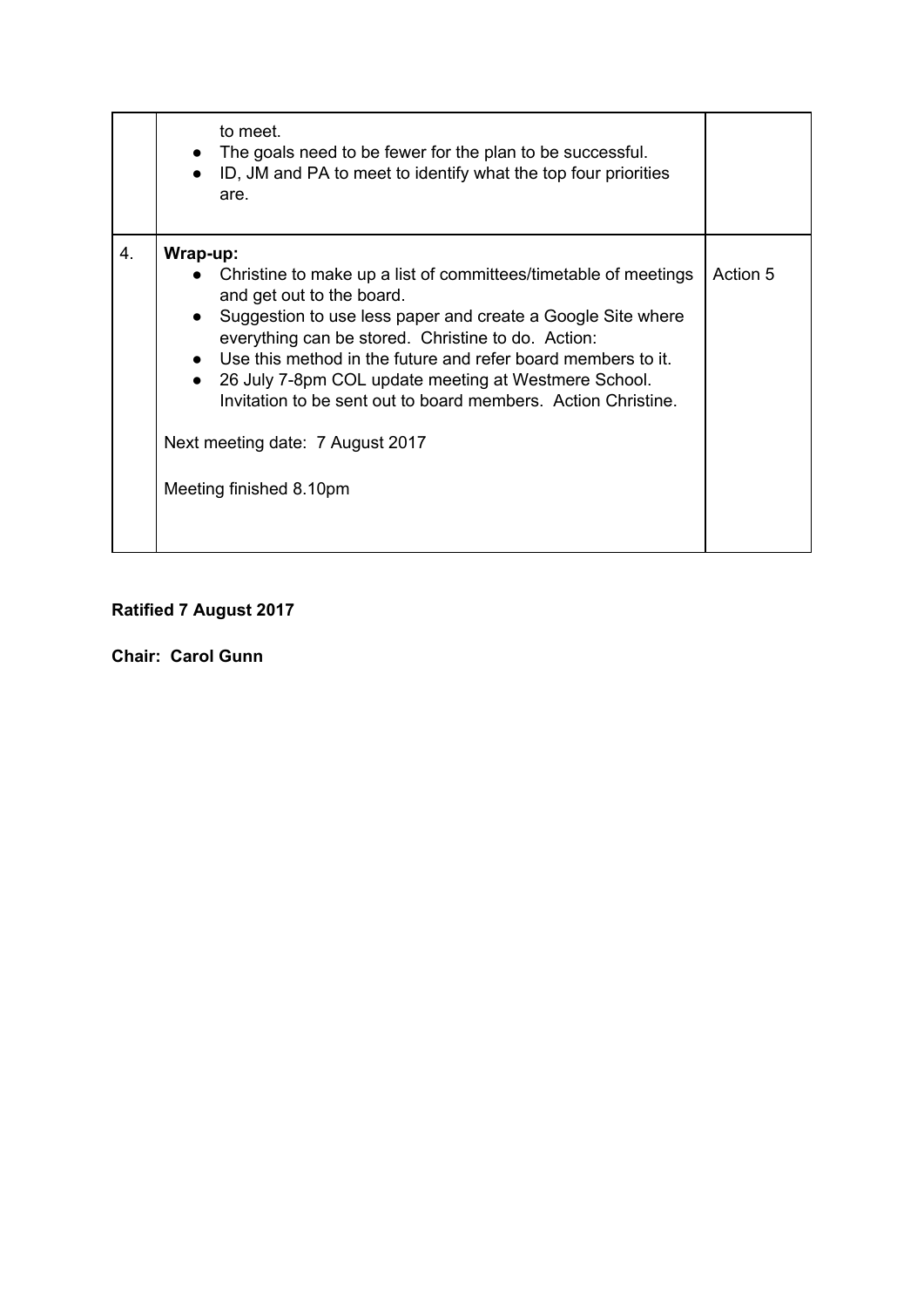| | | |
|---|---|---|
| | to meet.<br>• The goals need to be fewer for the plan to be successful.<br>• ID, JM and PA to meet to identify what the top four priorities are. | |
| 4. | **Wrap-up:**<br>• Christine to make up a list of committees/timetable of meetings and get out to the board.<br>• Suggestion to use less paper and create a Google Site where everything can be stored. Christine to do. Action:<br>• Use this method in the future and refer board members to it.<br>• 26 July 7-8pm COL update meeting at Westmere School. Invitation to be sent out to board members. Action Christine.<br><br>Next meeting date: 7 August 2017<br><br>Meeting finished 8.10pm | Action 5 |

**Ratified 7 August 2017**

**Chair: Carol Gunn**